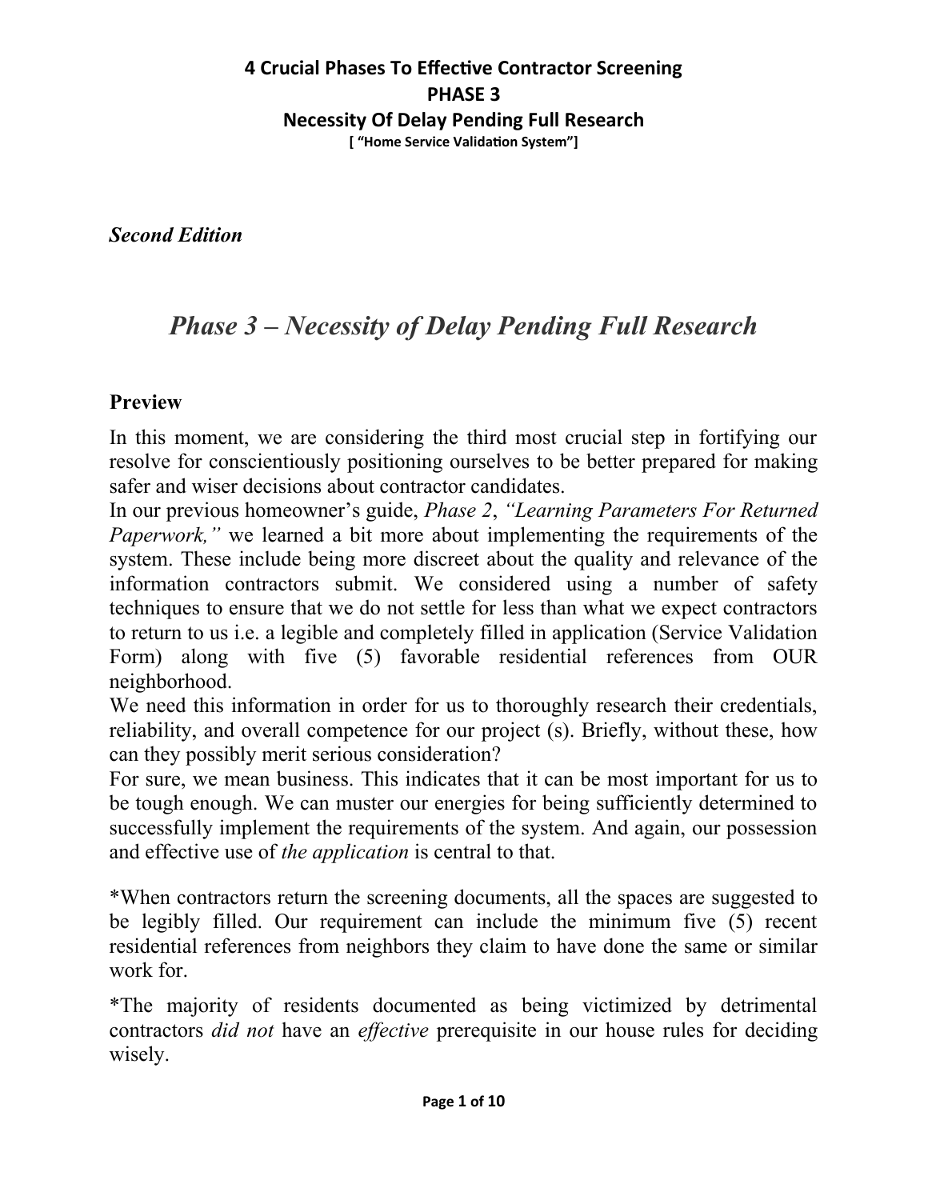**4 Crucial Phases To Effective Contractor Screening**
**PHASE 3**
**Necessity Of Delay Pending Full Research**
**[ "Home Service Validation System"]**

***Second Edition***

# *Phase 3 – Necessity of Delay Pending Full Research*

## Preview

In this moment, we are considering the third most crucial step in fortifying our resolve for conscientiously positioning ourselves to be better prepared for making safer and wiser decisions about contractor candidates.

In our previous homeowner's guide, *Phase 2*, *"Learning Parameters For Returned Paperwork,"* we learned a bit more about implementing the requirements of the system. These include being more discreet about the quality and relevance of the information contractors submit. We considered using a number of safety techniques to ensure that we do not settle for less than what we expect contractors to return to us i.e. a legible and completely filled in application (Service Validation Form) along with five (5) favorable residential references from OUR neighborhood.

We need this information in order for us to thoroughly research their credentials, reliability, and overall competence for our project (s). Briefly, without these, how can they possibly merit serious consideration?

For sure, we mean business. This indicates that it can be most important for us to be tough enough. We can muster our energies for being sufficiently determined to successfully implement the requirements of the system. And again, our possession and effective use of *the application* is central to that.

*When contractors return the screening documents, all the spaces are suggested to be legibly filled. Our requirement can include the minimum five (5) recent residential references from neighbors they claim to have done the same or similar work for.

*The majority of residents documented as being victimized by detrimental contractors *did not* have an *effective* prerequisite in our house rules for deciding wisely.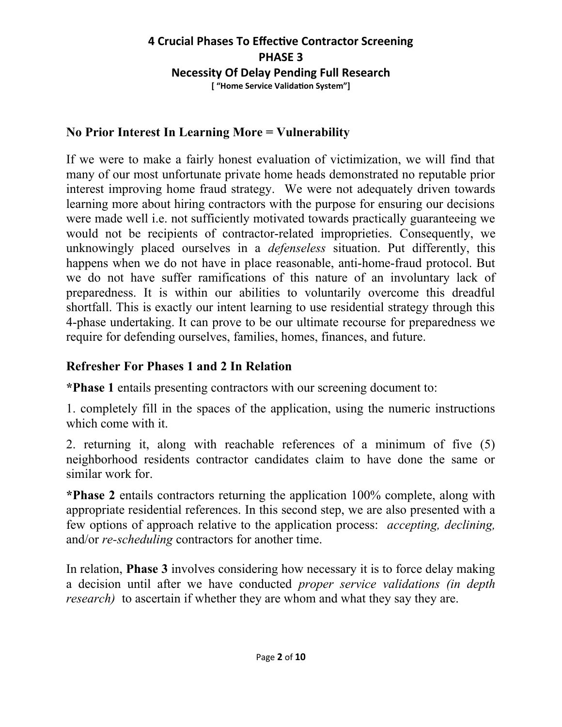# 4 Crucial Phases To Effective Contractor Screening
## PHASE 3
## Necessity Of Delay Pending Full Research
**[ "Home Service Validation System"]**

### No Prior Interest In Learning More = Vulnerability

If we were to make a fairly honest evaluation of victimization, we will find that many of our most unfortunate private home heads demonstrated no reputable prior interest improving home fraud strategy. We were not adequately driven towards learning more about hiring contractors with the purpose for ensuring our decisions were made well i.e. not sufficiently motivated towards practically guaranteeing we would not be recipients of contractor-related improprieties. Consequently, we unknowingly placed ourselves in a *defenseless* situation. Put differently, this happens when we do not have in place reasonable, anti-home-fraud protocol. But we do not have suffer ramifications of this nature of an involuntary lack of preparedness. It is within our abilities to voluntarily overcome this dreadful shortfall. This is exactly our intent learning to use residential strategy through this 4-phase undertaking. It can prove to be our ultimate recourse for preparedness we require for defending ourselves, families, homes, finances, and future.

### Refresher For Phases 1 and 2 In Relation

***Phase 1** entails presenting contractors with our screening document to:

1. completely fill in the spaces of the application, using the numeric instructions which come with it.

2. returning it, along with reachable references of a minimum of five (5) neighborhood residents contractor candidates claim to have done the same or similar work for.

***Phase 2** entails contractors returning the application 100% complete, along with appropriate residential references. In this second step, we are also presented with a few options of approach relative to the application process: *accepting, declining,* and/or *re-scheduling* contractors for another time.

In relation, **Phase 3** involves considering how necessary it is to force delay making a decision until after we have conducted *proper service validations (in depth research)* to ascertain if whether they are whom and what they say they are.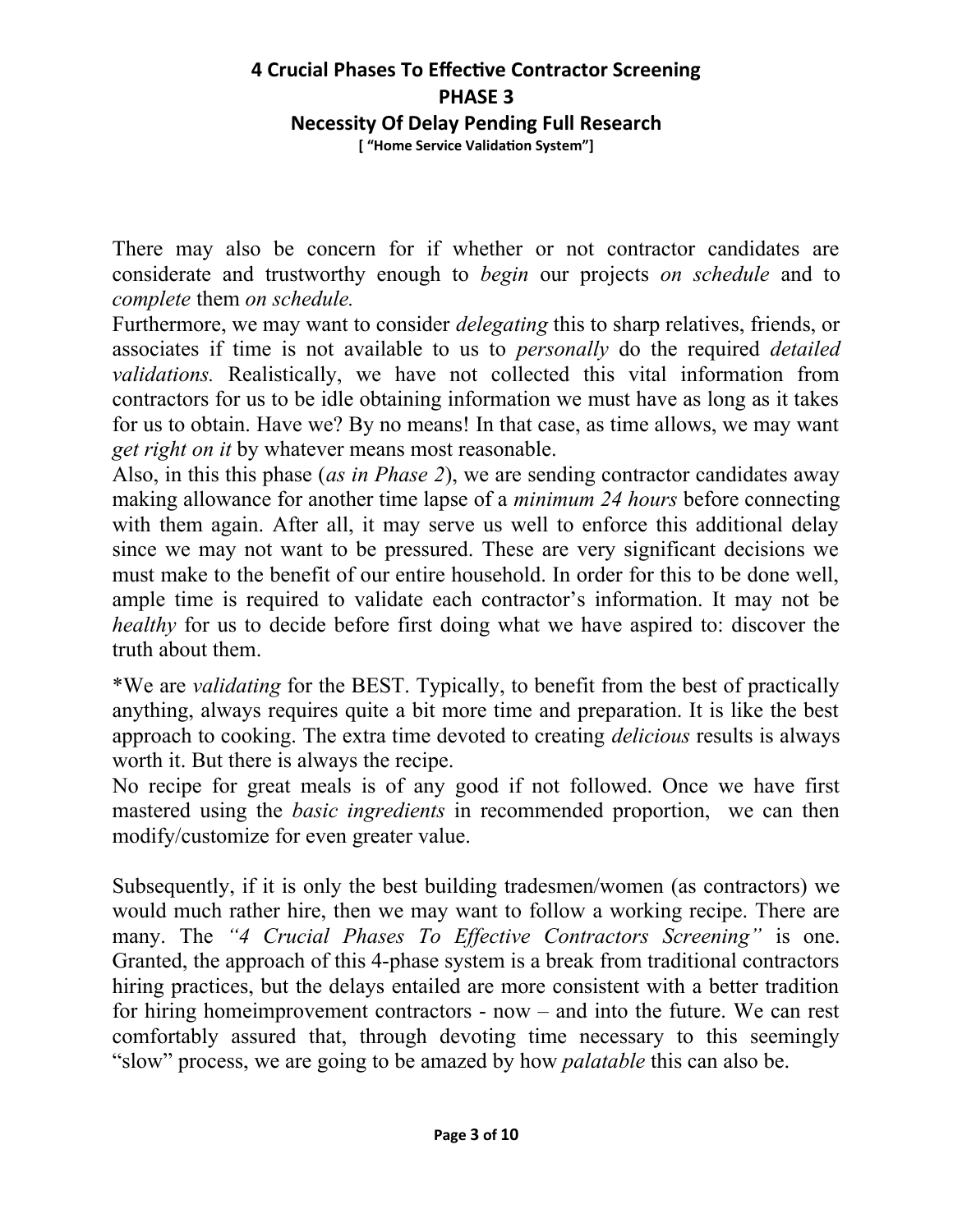# 4 Crucial Phases To Effective Contractor Screening

## PHASE 3

## Necessity Of Delay Pending Full Research

**[ "Home Service Validation System"]**

There may also be concern for if whether or not contractor candidates are considerate and trustworthy enough to *begin* our projects *on schedule* and to *complete* them *on schedule.*

Furthermore, we may want to consider *delegating* this to sharp relatives, friends, or associates if time is not available to us to *personally* do the required *detailed validations.* Realistically, we have not collected this vital information from contractors for us to be idle obtaining information we must have as long as it takes for us to obtain. Have we? By no means! In that case, as time allows, we may want *get right on it* by whatever means most reasonable.

Also, in this this phase (*as in Phase 2*), we are sending contractor candidates away making allowance for another time lapse of a *minimum 24 hours* before connecting with them again. After all, it may serve us well to enforce this additional delay since we may not want to be pressured. These are very significant decisions we must make to the benefit of our entire household. In order for this to be done well, ample time is required to validate each contractor's information. It may not be *healthy* for us to decide before first doing what we have aspired to: discover the truth about them.

*We are *validating* for the BEST. Typically, to benefit from the best of practically anything, always requires quite a bit more time and preparation. It is like the best approach to cooking. The extra time devoted to creating *delicious* results is always worth it. But there is always the recipe.

No recipe for great meals is of any good if not followed. Once we have first mastered using the *basic ingredients* in recommended proportion, we can then modify/customize for even greater value.

Subsequently, if it is only the best building tradesmen/women (as contractors) we would much rather hire, then we may want to follow a working recipe. There are many. The *"4 Crucial Phases To Effective Contractors Screening"* is one. Granted, the approach of this 4-phase system is a break from traditional contractors hiring practices, but the delays entailed are more consistent with a better tradition for hiring homeimprovement contractors - now – and into the future. We can rest comfortably assured that, through devoting time necessary to this seemingly "slow" process, we are going to be amazed by how *palatable* this can also be.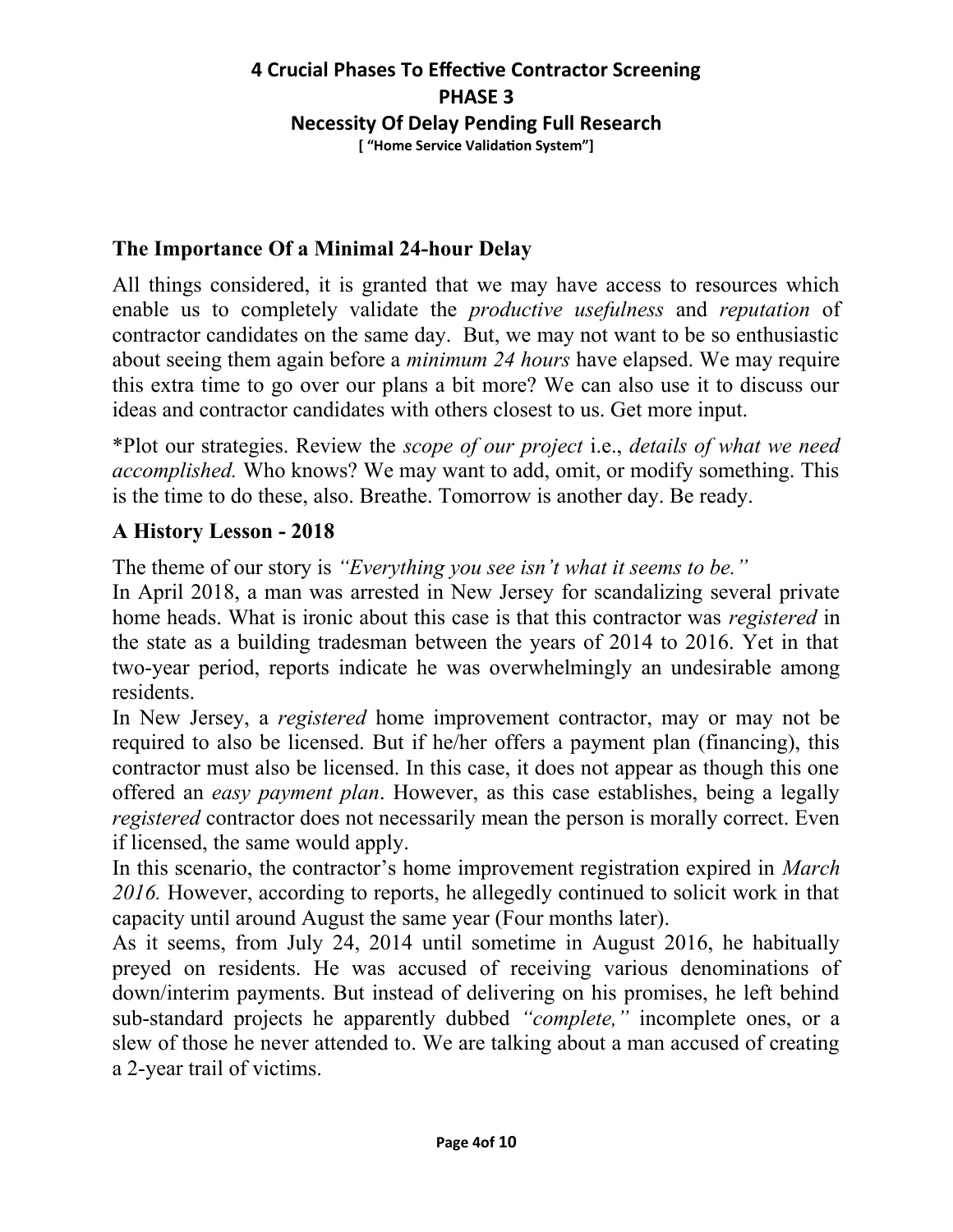# 4 Crucial Phases To Effective Contractor Screening

## PHASE 3

## Necessity Of Delay Pending Full Research

**[ "Home Service Validation System"]**

### The Importance Of a Minimal 24-hour Delay

All things considered, it is granted that we may have access to resources which enable us to completely validate the *productive usefulness* and *reputation* of contractor candidates on the same day. But, we may not want to be so enthusiastic about seeing them again before a *minimum 24 hours* have elapsed. We may require this extra time to go over our plans a bit more? We can also use it to discuss our ideas and contractor candidates with others closest to us. Get more input.

*Plot our strategies. Review the *scope of our project* i.e., *details of what we need accomplished.* Who knows? We may want to add, omit, or modify something. This is the time to do these, also. Breathe. Tomorrow is another day. Be ready.

### A History Lesson - 2018

The theme of our story is *"Everything you see isn't what it seems to be."*

In April 2018, a man was arrested in New Jersey for scandalizing several private home heads. What is ironic about this case is that this contractor was *registered* in the state as a building tradesman between the years of 2014 to 2016. Yet in that two-year period, reports indicate he was overwhelmingly an undesirable among residents.

In New Jersey, a *registered* home improvement contractor, may or may not be required to also be licensed. But if he/her offers a payment plan (financing), this contractor must also be licensed. In this case, it does not appear as though this one offered an *easy payment plan*. However, as this case establishes, being a legally *registered* contractor does not necessarily mean the person is morally correct. Even if licensed, the same would apply.

In this scenario, the contractor's home improvement registration expired in *March 2016.* However, according to reports, he allegedly continued to solicit work in that capacity until around August the same year (Four months later).

As it seems, from July 24, 2014 until sometime in August 2016, he habitually preyed on residents. He was accused of receiving various denominations of down/interim payments. But instead of delivering on his promises, he left behind sub-standard projects he apparently dubbed *"complete,"* incomplete ones, or a slew of those he never attended to. We are talking about a man accused of creating a 2-year trail of victims.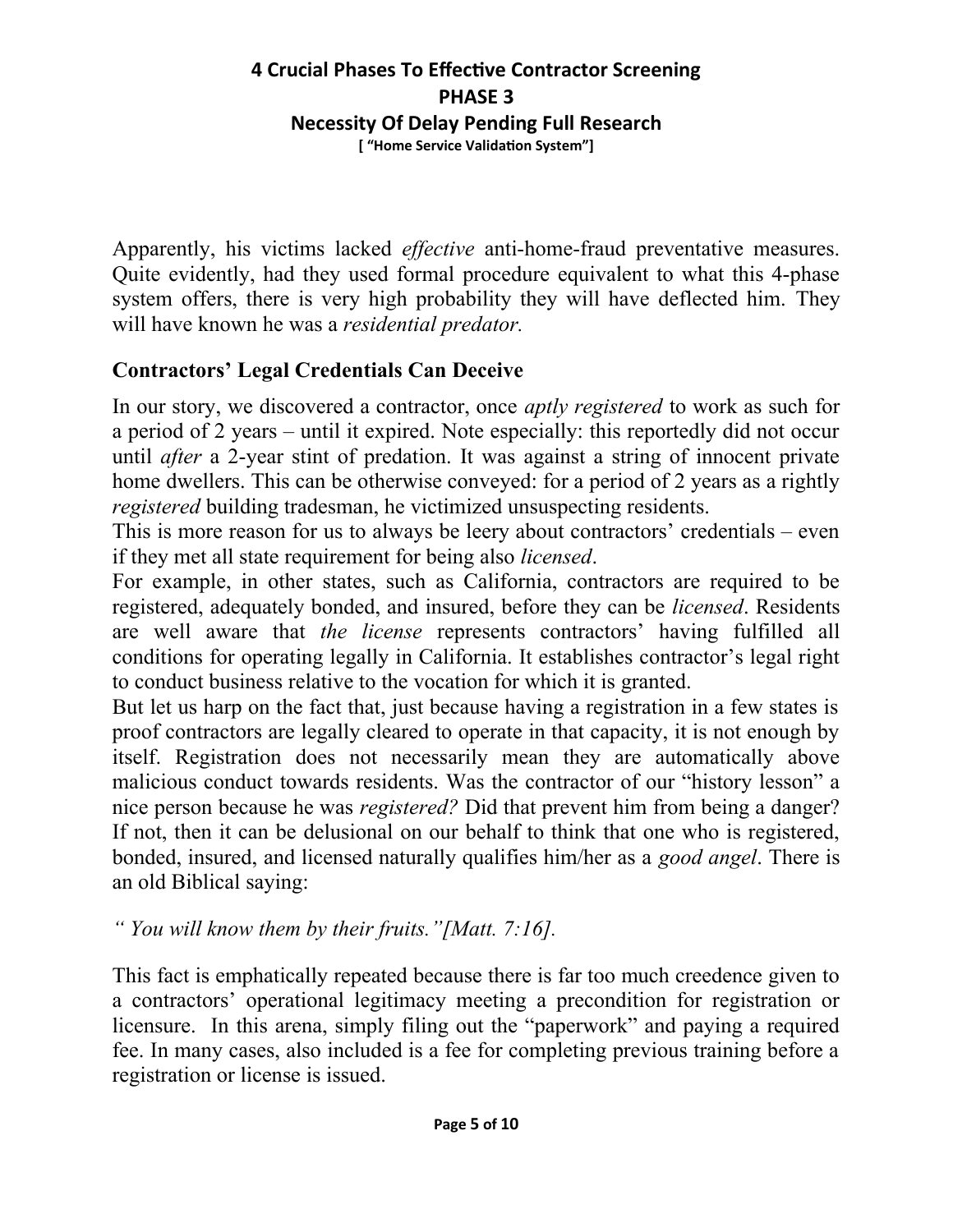Apparently, his victims lacked *effective* anti-home-fraud preventative measures. Quite evidently, had they used formal procedure equivalent to what this 4-phase system offers, there is very high probability they will have deflected him. They will have known he was a *residential predator.*

## Contractors' Legal Credentials Can Deceive

In our story, we discovered a contractor, once *aptly registered* to work as such for a period of 2 years – until it expired. Note especially: this reportedly did not occur until *after* a 2-year stint of predation. It was against a string of innocent private home dwellers. This can be otherwise conveyed: for a period of 2 years as a rightly *registered* building tradesman, he victimized unsuspecting residents.

This is more reason for us to always be leery about contractors' credentials – even if they met all state requirement for being also *licensed*.

For example, in other states, such as California, contractors are required to be registered, adequately bonded, and insured, before they can be *licensed*. Residents are well aware that *the license* represents contractors' having fulfilled all conditions for operating legally in California. It establishes contractor's legal right to conduct business relative to the vocation for which it is granted.

But let us harp on the fact that, just because having a registration in a few states is proof contractors are legally cleared to operate in that capacity, it is not enough by itself. Registration does not necessarily mean they are automatically above malicious conduct towards residents. Was the contractor of our "history lesson" a nice person because he was *registered?* Did that prevent him from being a danger? If not, then it can be delusional on our behalf to think that one who is registered, bonded, insured, and licensed naturally qualifies him/her as a *good angel*. There is an old Biblical saying:

*" You will know them by their fruits."[Matt. 7:16].*

This fact is emphatically repeated because there is far too much creedence given to a contractors' operational legitimacy meeting a precondition for registration or licensure. In this arena, simply filing out the "paperwork" and paying a required fee. In many cases, also included is a fee for completing previous training before a registration or license is issued.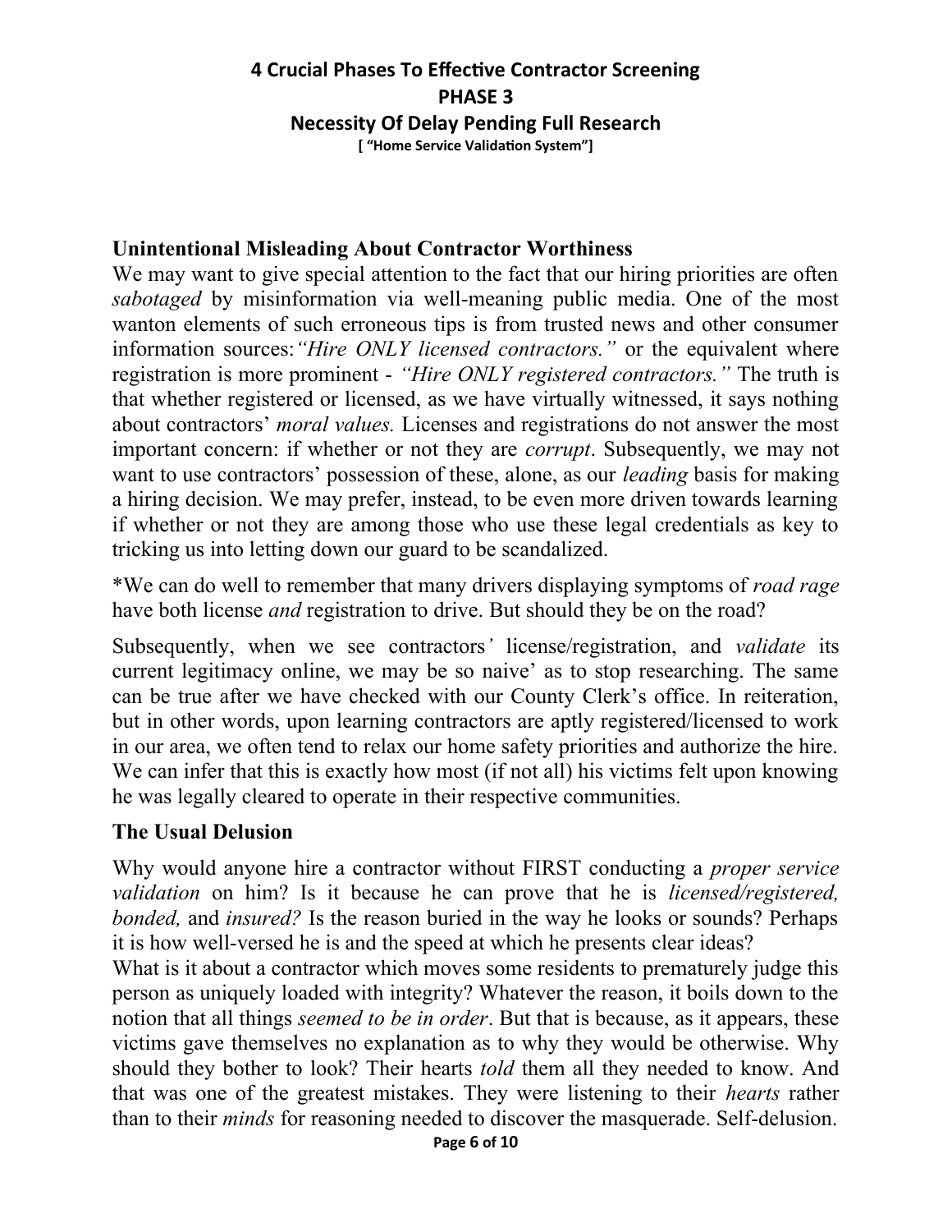# 4 Crucial Phases To Effective Contractor Screening
## PHASE 3
### Necessity Of Delay Pending Full Research
**[ "Home Service Validation System"]**

### Unintentional Misleading About Contractor Worthiness

We may want to give special attention to the fact that our hiring priorities are often *sabotaged* by misinformation via well-meaning public media. One of the most wanton elements of such erroneous tips is from trusted news and other consumer information sources:*"Hire ONLY licensed contractors."* or the equivalent where registration is more prominent - *"Hire ONLY registered contractors."* The truth is that whether registered or licensed, as we have virtually witnessed, it says nothing about contractors' *moral values.* Licenses and registrations do not answer the most important concern: if whether or not they are *corrupt*. Subsequently, we may not want to use contractors' possession of these, alone, as our *leading* basis for making a hiring decision. We may prefer, instead, to be even more driven towards learning if whether or not they are among those who use these legal credentials as key to tricking us into letting down our guard to be scandalized.

*We can do well to remember that many drivers displaying symptoms of *road rage* have both license *and* registration to drive. But should they be on the road?

Subsequently, when we see contractors*'* license/registration, and *validate* its current legitimacy online, we may be so naive' as to stop researching. The same can be true after we have checked with our County Clerk's office. In reiteration, but in other words, upon learning contractors are aptly registered/licensed to work in our area, we often tend to relax our home safety priorities and authorize the hire. We can infer that this is exactly how most (if not all) his victims felt upon knowing he was legally cleared to operate in their respective communities.

### The Usual Delusion

Why would anyone hire a contractor without FIRST conducting a *proper service validation* on him? Is it because he can prove that he is *licensed/registered, bonded,* and *insured?* Is the reason buried in the way he looks or sounds? Perhaps it is how well-versed he is and the speed at which he presents clear ideas?

What is it about a contractor which moves some residents to prematurely judge this person as uniquely loaded with integrity? Whatever the reason, it boils down to the notion that all things *seemed to be in order*. But that is because, as it appears, these victims gave themselves no explanation as to why they would be otherwise. Why should they bother to look? Their hearts *told* them all they needed to know. And that was one of the greatest mistakes. They were listening to their *hearts* rather than to their *minds* for reasoning needed to discover the masquerade. Self-delusion.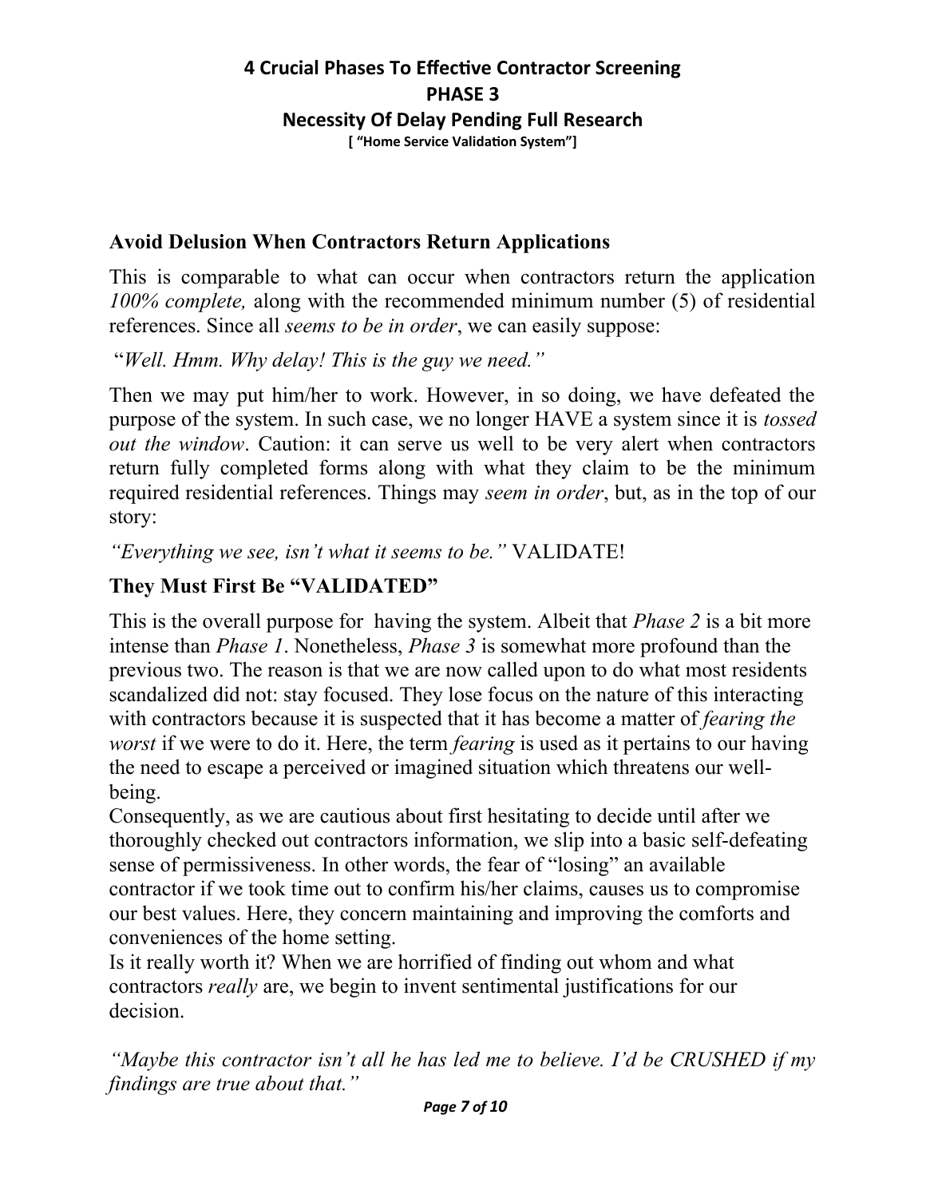# 4 Crucial Phases To Effective Contractor Screening

## PHASE 3

## Necessity Of Delay Pending Full Research

**[ "Home Service Validation System"]**

### Avoid Delusion When Contractors Return Applications

This is comparable to what can occur when contractors return the application *100% complete,* along with the recommended minimum number (5) of residential references. Since all *seems to be in order*, we can easily suppose:

"*Well. Hmm. Why delay! This is the guy we need.*"

Then we may put him/her to work. However, in so doing, we have defeated the purpose of the system. In such case, we no longer HAVE a system since it is *tossed out the window*. Caution: it can serve us well to be very alert when contractors return fully completed forms along with what they claim to be the minimum required residential references. Things may *seem in order*, but, as in the top of our story:

*"Everything we see, isn't what it seems to be."* VALIDATE!

### They Must First Be "VALIDATED"

This is the overall purpose for having the system. Albeit that *Phase 2* is a bit more intense than *Phase 1*. Nonetheless, *Phase 3* is somewhat more profound than the previous two. The reason is that we are now called upon to do what most residents scandalized did not: stay focused. They lose focus on the nature of this interacting with contractors because it is suspected that it has become a matter of *fearing the worst* if we were to do it. Here, the term *fearing* is used as it pertains to our having the need to escape a perceived or imagined situation which threatens our well-being.

Consequently, as we are cautious about first hesitating to decide until after we thoroughly checked out contractors information, we slip into a basic self-defeating sense of permissiveness. In other words, the fear of "losing" an available contractor if we took time out to confirm his/her claims, causes us to compromise our best values. Here, they concern maintaining and improving the comforts and conveniences of the home setting.

Is it really worth it? When we are horrified of finding out whom and what contractors *really* are, we begin to invent sentimental justifications for our decision.

*"Maybe this contractor isn't all he has led me to believe. I'd be CRUSHED if my findings are true about that."*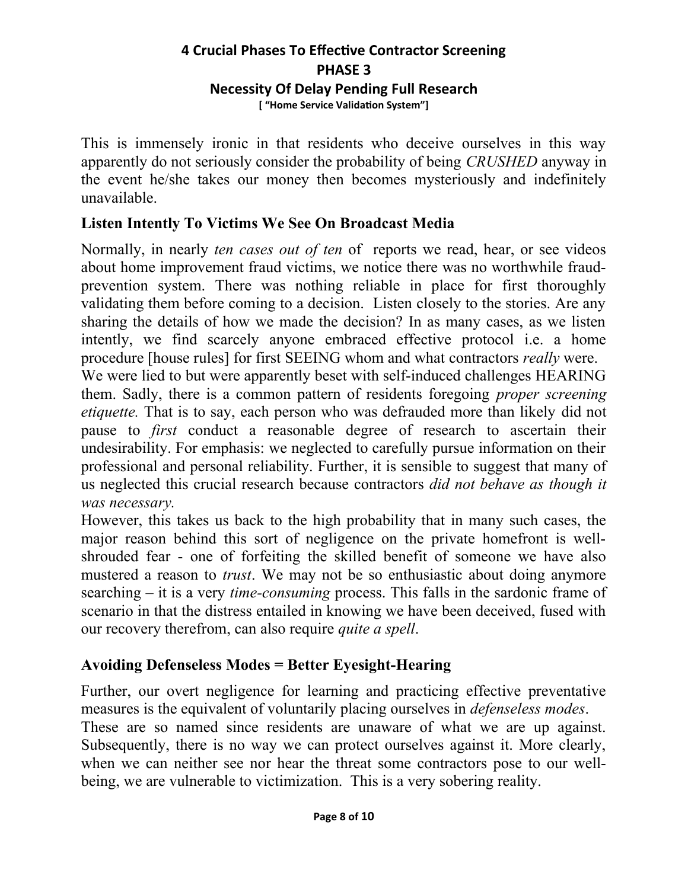This is immensely ironic in that residents who deceive ourselves in this way apparently do not seriously consider the probability of being *CRUSHED* anyway in the event he/she takes our money then becomes mysteriously and indefinitely unavailable.

### Listen Intently To Victims We See On Broadcast Media

Normally, in nearly *ten cases out of ten* of reports we read, hear, or see videos about home improvement fraud victims, we notice there was no worthwhile fraud-prevention system. There was nothing reliable in place for first thoroughly validating them before coming to a decision. Listen closely to the stories. Are any sharing the details of how we made the decision? In as many cases, as we listen intently, we find scarcely anyone embraced effective protocol i.e. a home procedure [house rules] for first SEEING whom and what contractors *really* were.

We were lied to but were apparently beset with self-induced challenges HEARING them. Sadly, there is a common pattern of residents foregoing *proper screening etiquette.* That is to say, each person who was defrauded more than likely did not pause to *first* conduct a reasonable degree of research to ascertain their undesirability. For emphasis: we neglected to carefully pursue information on their professional and personal reliability. Further, it is sensible to suggest that many of us neglected this crucial research because contractors *did not behave as though it was necessary.*

However, this takes us back to the high probability that in many such cases, the major reason behind this sort of negligence on the private homefront is well-shrouded fear - one of forfeiting the skilled benefit of someone we have also mustered a reason to *trust*. We may not be so enthusiastic about doing anymore searching – it is a very *time-consuming* process. This falls in the sardonic frame of scenario in that the distress entailed in knowing we have been deceived, fused with our recovery therefrom, can also require *quite a spell*.

### Avoiding Defenseless Modes = Better Eyesight-Hearing

Further, our overt negligence for learning and practicing effective preventative measures is the equivalent of voluntarily placing ourselves in *defenseless modes*.

These are so named since residents are unaware of what we are up against. Subsequently, there is no way we can protect ourselves against it. More clearly, when we can neither see nor hear the threat some contractors pose to our well-being, we are vulnerable to victimization. This is a very sobering reality.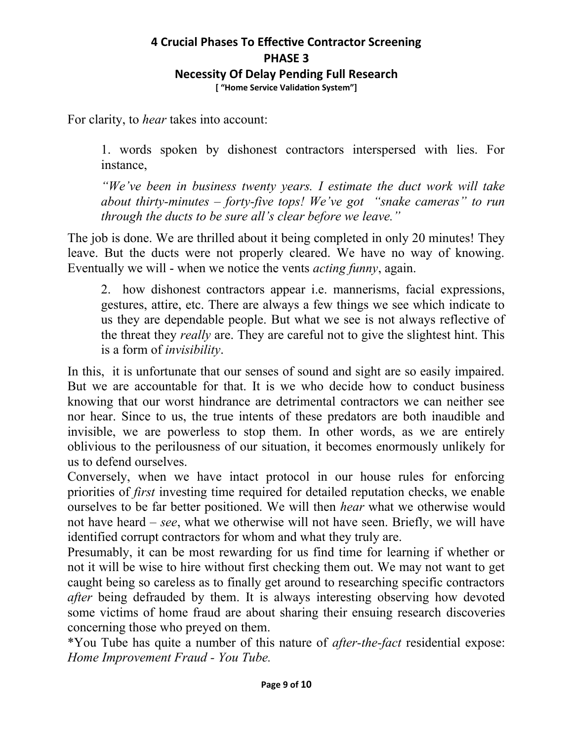# 4 Crucial Phases To Effective Contractor Screening

## PHASE 3

### Necessity Of Delay Pending Full Research

**[ "Home Service Validation System"]**

For clarity, to *hear* takes into account:

> 1. words spoken by dishonest contractors interspersed with lies. For instance,
>
> *"We've been in business twenty years. I estimate the duct work will take about thirty-minutes – forty-five tops! We've got "snake cameras" to run through the ducts to be sure all's clear before we leave."*

The job is done. We are thrilled about it being completed in only 20 minutes! They leave. But the ducts were not properly cleared. We have no way of knowing. Eventually we will - when we notice the vents *acting funny*, again.

> 2. how dishonest contractors appear i.e. mannerisms, facial expressions, gestures, attire, etc. There are always a few things we see which indicate to us they are dependable people. But what we see is not always reflective of the threat they *really* are. They are careful not to give the slightest hint. This is a form of *invisibility*.

In this, it is unfortunate that our senses of sound and sight are so easily impaired. But we are accountable for that. It is we who decide how to conduct business knowing that our worst hindrance are detrimental contractors we can neither see nor hear. Since to us, the true intents of these predators are both inaudible and invisible, we are powerless to stop them. In other words, as we are entirely oblivious to the perilousness of our situation, it becomes enormously unlikely for us to defend ourselves.

Conversely, when we have intact protocol in our house rules for enforcing priorities of *first* investing time required for detailed reputation checks, we enable ourselves to be far better positioned. We will then *hear* what we otherwise would not have heard – *see*, what we otherwise will not have seen. Briefly, we will have identified corrupt contractors for whom and what they truly are.

Presumably, it can be most rewarding for us find time for learning if whether or not it will be wise to hire without first checking them out. We may not want to get caught being so careless as to finally get around to researching specific contractors *after* being defrauded by them. It is always interesting observing how devoted some victims of home fraud are about sharing their ensuing research discoveries concerning those who preyed on them.

*You Tube has quite a number of this nature of *after-the-fact* residential expose: *Home Improvement Fraud - You Tube.*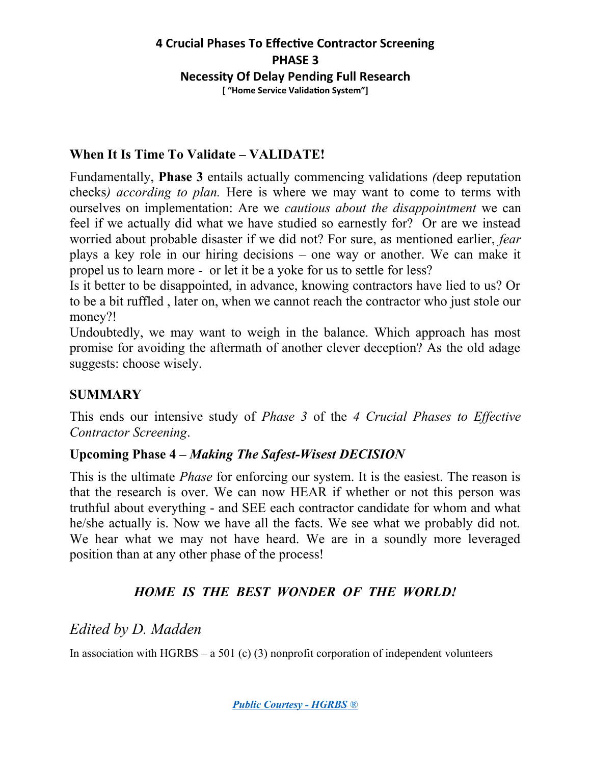# 4 Crucial Phases To Effective Contractor Screening
# PHASE 3
## Necessity Of Delay Pending Full Research
**[ "Home Service Validation System"]**

### When It Is Time To Validate – VALIDATE!

Fundamentally, **Phase 3** entails actually commencing validations *(*deep reputation checks*) according to plan.* Here is where we may want to come to terms with ourselves on implementation: Are we *cautious about the disappointment* we can feel if we actually did what we have studied so earnestly for? Or are we instead worried about probable disaster if we did not? For sure, as mentioned earlier, *fear* plays a key role in our hiring decisions – one way or another. We can make it propel us to learn more - or let it be a yoke for us to settle for less?

Is it better to be disappointed, in advance, knowing contractors have lied to us? Or to be a bit ruffled , later on, when we cannot reach the contractor who just stole our money?!

Undoubtedly, we may want to weigh in the balance. Which approach has most promise for avoiding the aftermath of another clever deception? As the old adage suggests: choose wisely.

### SUMMARY

This ends our intensive study of *Phase 3* of the *4 Crucial Phases to Effective Contractor Screening*.

### Upcoming Phase 4 – *Making The Safest-Wisest DECISION*

This is the ultimate *Phase* for enforcing our system. It is the easiest. The reason is that the research is over. We can now HEAR if whether or not this person was truthful about everything - and SEE each contractor candidate for whom and what he/she actually is. Now we have all the facts. We see what we probably did not. We hear what we may not have heard. We are in a soundly more leveraged position than at any other phase of the process!

***HOME IS THE BEST WONDER OF THE WORLD!***

*Edited by D. Madden*

In association with HGRBS – a 501 (c) (3) nonprofit corporation of independent volunteers

***Public Courtesy - HGRBS ®***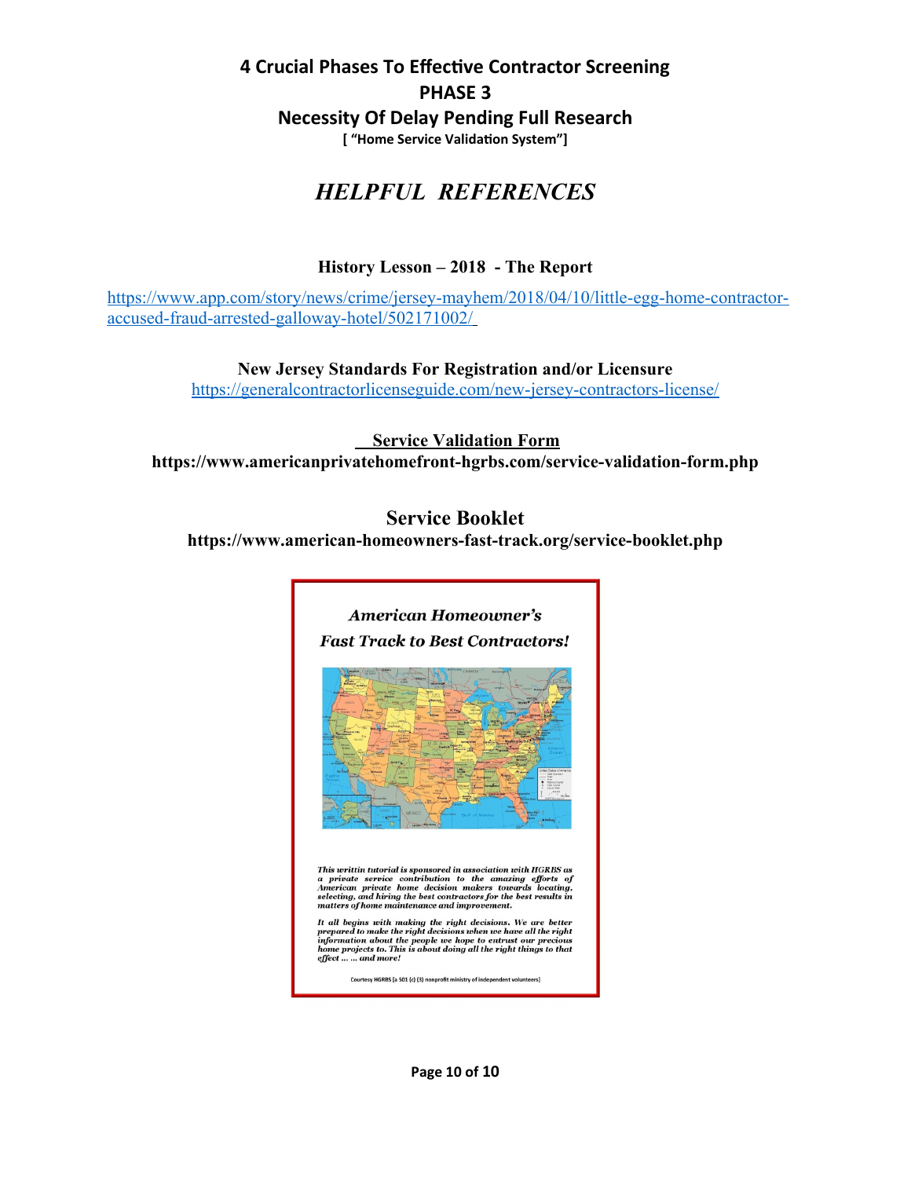# 4 Crucial Phases To Effective Contractor Screening

## PHASE 3

## Necessity Of Delay Pending Full Research

**[ "Home Service Validation System"]**

## *HELPFUL REFERENCES*

**History Lesson – 2018 - The Report**

https://www.app.com/story/news/crime/jersey-mayhem/2018/04/10/little-egg-home-contractor-accused-fraud-arrested-galloway-hotel/502171002/

**New Jersey Standards For Registration and/or Licensure**

https://generalcontractorlicenseguide.com/new-jersey-contractors-license/

**Service Validation Form**

**https://www.americanprivatehomefront-hgrbs.com/service-validation-form.php**

**Service Booklet**

**https://www.american-homeowners-fast-track.org/service-booklet.php**

***American Homeowner's Fast Track to Best Contractors!***

*This writtin tutorial is sponsored in association with HGRBS as a private service contribution to the amazing efforts of American private home decision makers towards locating, selecting, and hiring the best contractors for the best results in matters of home maintenance and improvement.*

*It all begins with making the right decisions. We are better prepared to make the right decisions when we have all the right information about the people we hope to entrust our precious home projects to. This is about doing all the right things to that effect ... ... and more!*

Courtesy HGRBS [a 501 (c) (3) nonprofit ministry of independent volunteers]